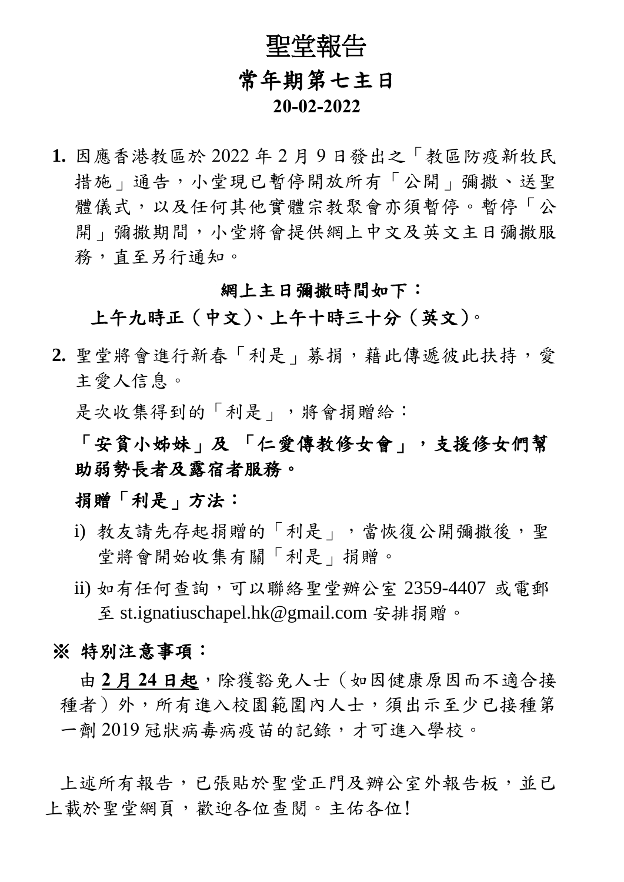# 聖堂報告

## 常年期第七主日

**20-02-2022**

1. 因應香港教區於 2022 年 2 月 9 日發出之「教區防疫新牧民措施」通告，小堂現已暫停開放所有「公開」彌撒、送聖體儀式，以及任何其他實體宗教聚會亦須暫停。暫停「公開」彌撒期間，小堂將會提供網上中文及英文主日彌撒服務，直至另行通知。

   **網上主日彌撒時間如下：**

   **上午九時正（中文）、上午十時三十分（英文）**。

2. 聖堂將會進行新春「利是」募捐，藉此傳遞彼此扶持，愛主愛人信息。

   是次收集得到的「利是」，將會捐贈給：

   **「安貧小姊妹」及 「仁愛傳教修女會」，支援修女們幫助弱勢長者及露宿者服務。**

   **捐贈「利是」方法：**

   i) 教友請先存起捐贈的「利是」，當恢復公開彌撒後，聖堂將會開始收集有關「利是」捐贈。

   ii) 如有任何查詢，可以聯絡聖堂辦公室 2359-4407 或電郵至 st.ignatiuschapel.hk@gmail.com 安排捐贈。

**※ 特別注意事項：**

由 **2 月 24 日起**，除獲豁免人士（如因健康原因而不適合接種者）外，所有進入校園範圍內人士，須出示至少已接種第一劑 2019 冠狀病毒病疫苗的記錄，才可進入學校。

上述所有報告，已張貼於聖堂正門及辦公室外報告板，並已上載於聖堂網頁，歡迎各位查閱。主佑各位!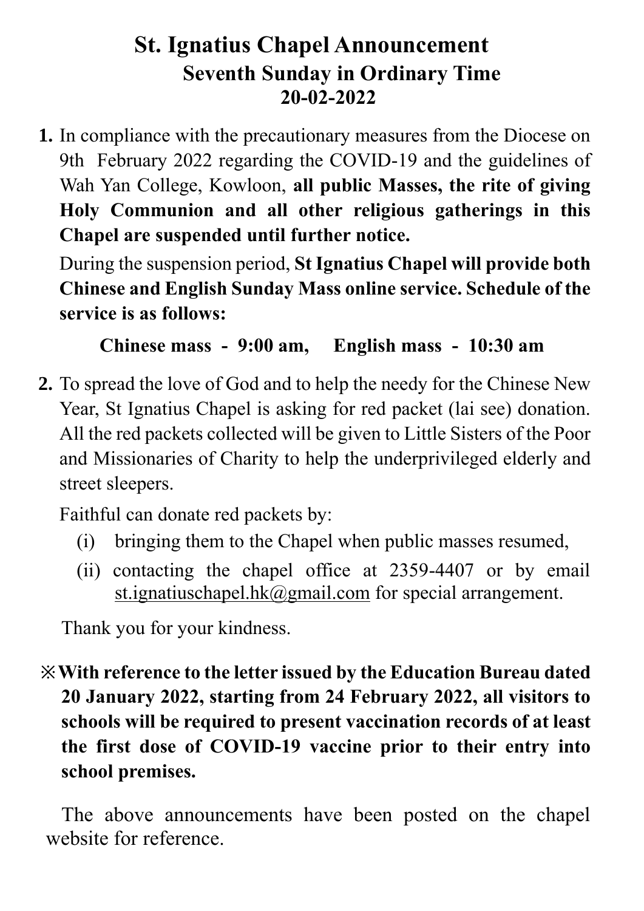# St. Ignatius Chapel Announcement

## Seventh Sunday in Ordinary Time

## 20-02-2022

1. In compliance with the precautionary measures from the Diocese on 9th February 2022 regarding the COVID-19 and the guidelines of Wah Yan College, Kowloon, **all public Masses, the rite of giving Holy Communion and all other religious gatherings in this Chapel are suspended until further notice.**

   During the suspension period, **St Ignatius Chapel will provide both Chinese and English Sunday Mass online service. Schedule of the service is as follows:**

   **Chinese mass - 9:00 am, English mass - 10:30 am**

2. To spread the love of God and to help the needy for the Chinese New Year, St Ignatius Chapel is asking for red packet (lai see) donation. All the red packets collected will be given to Little Sisters of the Poor and Missionaries of Charity to help the underprivileged elderly and street sleepers.

   Faithful can donate red packets by:

   (i) bringing them to the Chapel when public masses resumed,

   (ii) contacting the chapel office at 2359-4407 or by email st.ignatiuschapel.hk@gmail.com for special arrangement.

   Thank you for your kindness.

※ **With reference to the letter issued by the Education Bureau dated 20 January 2022, starting from 24 February 2022, all visitors to schools will be required to present vaccination records of at least the first dose of COVID-19 vaccine prior to their entry into school premises.**

The above announcements have been posted on the chapel website for reference.